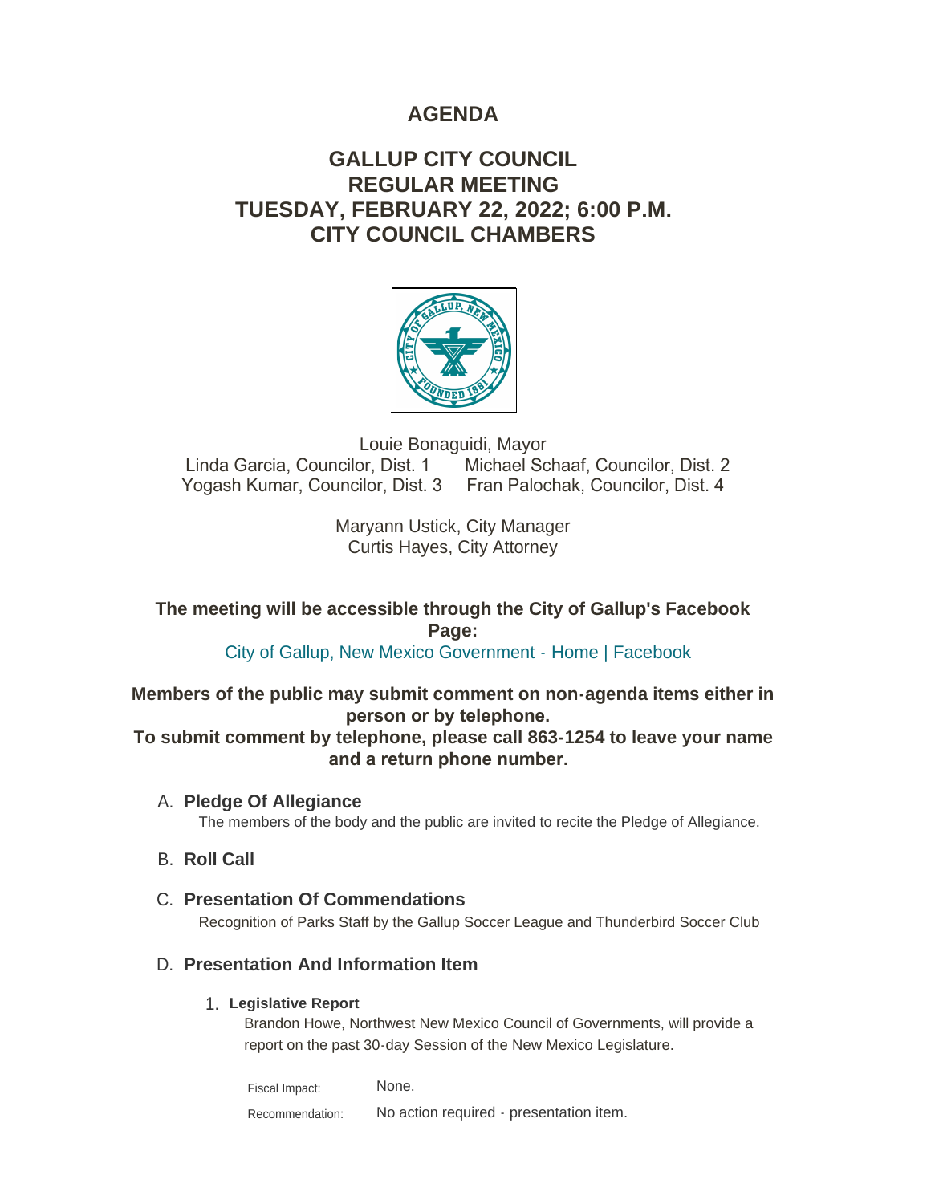# AGENDA

## GALLUP CITY COUNCIL
## REGULAR MEETING
## TUESDAY, FEBRUARY 22, 2022; 6:00 P.M.
## CITY COUNCIL CHAMBERS

Louie Bonaguidi, Mayor
Linda Garcia, Councilor, Dist. 1 Michael Schaaf, Councilor, Dist. 2
Yogash Kumar, Councilor, Dist. 3 Fran Palochak, Councilor, Dist. 4

Maryann Ustick, City Manager
Curtis Hayes, City Attorney

**The meeting will be accessible through the City of Gallup's Facebook Page:**
City of Gallup, New Mexico Government - Home | Facebook

**Members of the public may submit comment on non-agenda items either in person or by telephone.**
**To submit comment by telephone, please call 863-1254 to leave your name and a return phone number.**

A. **Pledge Of Allegiance**
The members of the body and the public are invited to recite the Pledge of Allegiance.

B. **Roll Call**

C. **Presentation Of Commendations**
Recognition of Parks Staff by the Gallup Soccer League and Thunderbird Soccer Club

D. **Presentation And Information Item**

1. **Legislative Report**
Brandon Howe, Northwest New Mexico Council of Governments, will provide a report on the past 30-day Session of the New Mexico Legislature.

Fiscal Impact: None.

Recommendation: No action required - presentation item.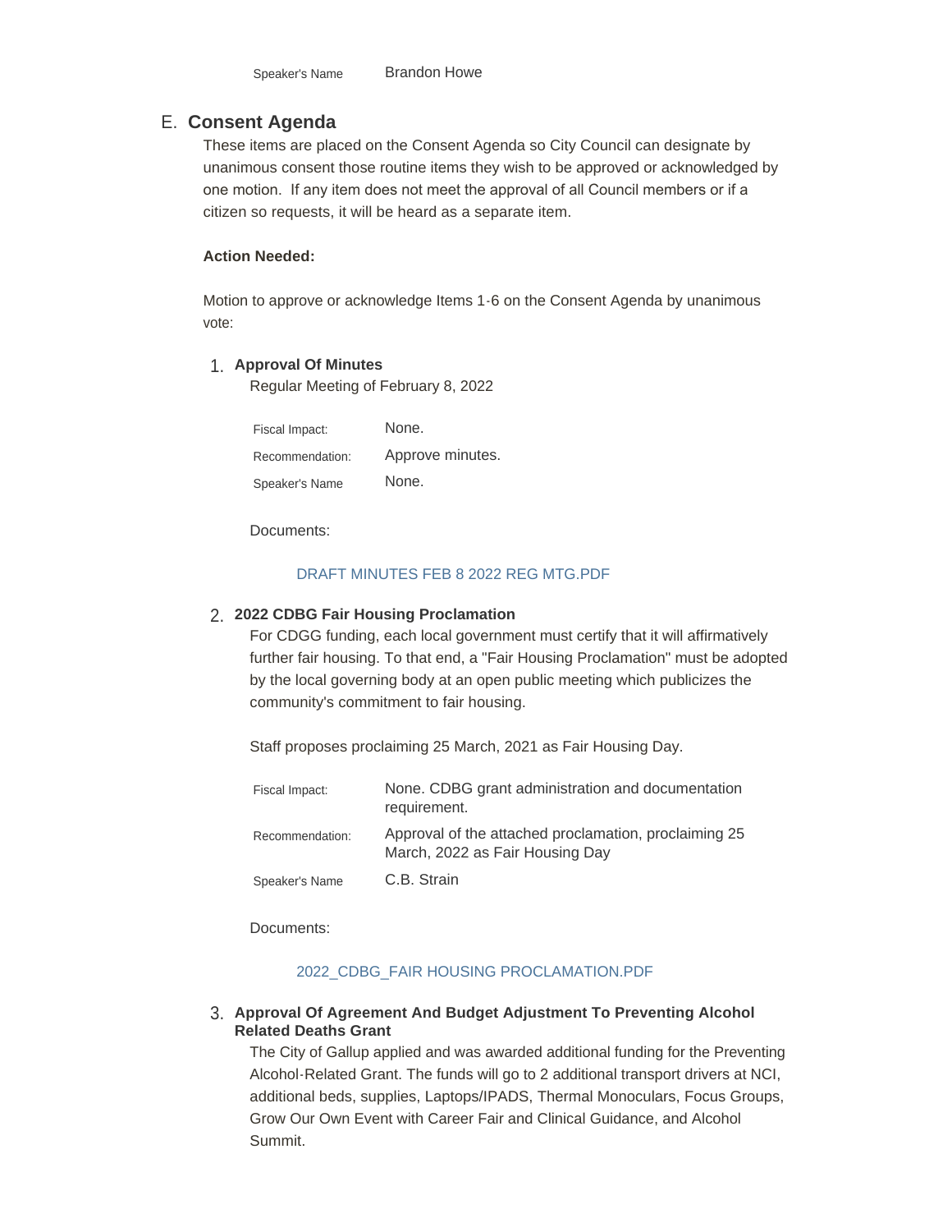Speaker's Name Brandon Howe

## E. Consent Agenda

These items are placed on the Consent Agenda so City Council can designate by unanimous consent those routine items they wish to be approved or acknowledged by one motion. If any item does not meet the approval of all Council members or if a citizen so requests, it will be heard as a separate item.

**Action Needed:**

Motion to approve or acknowledge Items 1-6 on the Consent Agenda by unanimous vote:

### 1. Approval Of Minutes

Regular Meeting of February 8, 2022

| | |
|---|---|
| Fiscal Impact: | None. |
| Recommendation: | Approve minutes. |
| Speaker's Name | None. |

Documents:

DRAFT MINUTES FEB 8 2022 REG MTG.PDF

### 2. 2022 CDBG Fair Housing Proclamation

For CDGG funding, each local government must certify that it will affirmatively further fair housing. To that end, a "Fair Housing Proclamation" must be adopted by the local governing body at an open public meeting which publicizes the community's commitment to fair housing.

Staff proposes proclaiming 25 March, 2021 as Fair Housing Day.

| | |
|---|---|
| Fiscal Impact: | None. CDBG grant administration and documentation requirement. |
| Recommendation: | Approval of the attached proclamation, proclaiming 25 March, 2022 as Fair Housing Day |
| Speaker's Name | C.B. Strain |

Documents:

2022_CDBG_FAIR HOUSING PROCLAMATION.PDF

### 3. Approval Of Agreement And Budget Adjustment To Preventing Alcohol Related Deaths Grant

The City of Gallup applied and was awarded additional funding for the Preventing Alcohol-Related Grant. The funds will go to 2 additional transport drivers at NCI, additional beds, supplies, Laptops/IPADS, Thermal Monoculars, Focus Groups, Grow Our Own Event with Career Fair and Clinical Guidance, and Alcohol Summit.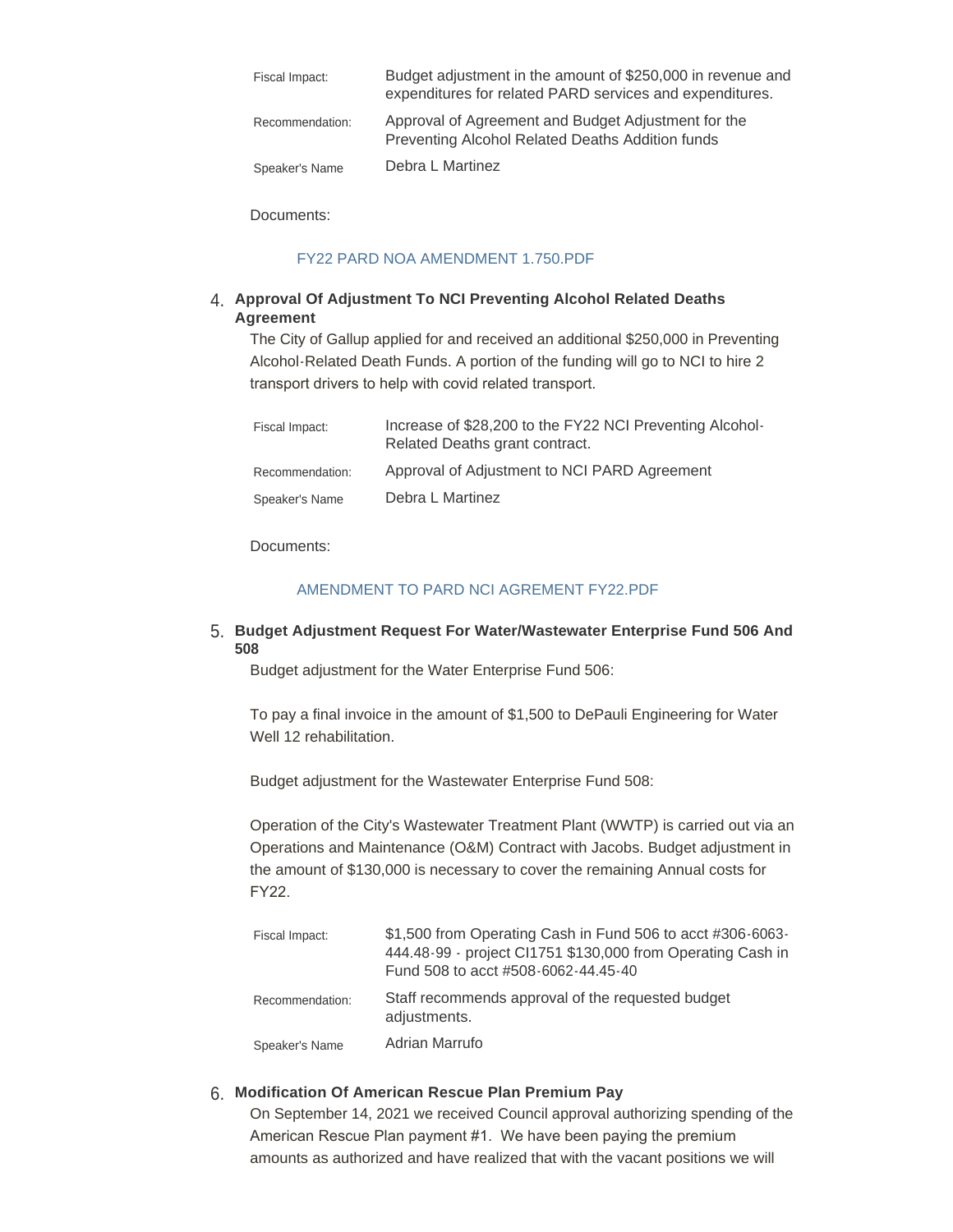| | |
|---|---|
| Fiscal Impact: | Budget adjustment in the amount of $250,000 in revenue and expenditures for related PARD services and expenditures. |
| Recommendation: | Approval of Agreement and Budget Adjustment for the Preventing Alcohol Related Deaths Addition funds |
| Speaker's Name | Debra L Martinez |

Documents:

FY22 PARD NOA AMENDMENT 1.750.PDF

4. **Approval Of Adjustment To NCI Preventing Alcohol Related Deaths Agreement**

The City of Gallup applied for and received an additional $250,000 in Preventing Alcohol-Related Death Funds. A portion of the funding will go to NCI to hire 2 transport drivers to help with covid related transport.

| | |
|---|---|
| Fiscal Impact: | Increase of $28,200 to the FY22 NCI Preventing Alcohol-Related Deaths grant contract. |
| Recommendation: | Approval of Adjustment to NCI PARD Agreement |
| Speaker's Name | Debra L Martinez |

Documents:

AMENDMENT TO PARD NCI AGREMENT FY22.PDF

5. **Budget Adjustment Request For Water/Wastewater Enterprise Fund 506 And 508**

Budget adjustment for the Water Enterprise Fund 506:

To pay a final invoice in the amount of $1,500 to DePauli Engineering for Water Well 12 rehabilitation.

Budget adjustment for the Wastewater Enterprise Fund 508:

Operation of the City's Wastewater Treatment Plant (WWTP) is carried out via an Operations and Maintenance (O&M) Contract with Jacobs. Budget adjustment in the amount of $130,000 is necessary to cover the remaining Annual costs for FY22.

| | |
|---|---|
| Fiscal Impact: | $1,500 from Operating Cash in Fund 506 to acct #306-6063-444.48-99 - project CI1751 $130,000 from Operating Cash in Fund 508 to acct #508-6062-44.45-40 |
| Recommendation: | Staff recommends approval of the requested budget adjustments. |
| Speaker's Name | Adrian Marrufo |

6. **Modification Of American Rescue Plan Premium Pay**

On September 14, 2021 we received Council approval authorizing spending of the American Rescue Plan payment #1. We have been paying the premium amounts as authorized and have realized that with the vacant positions we will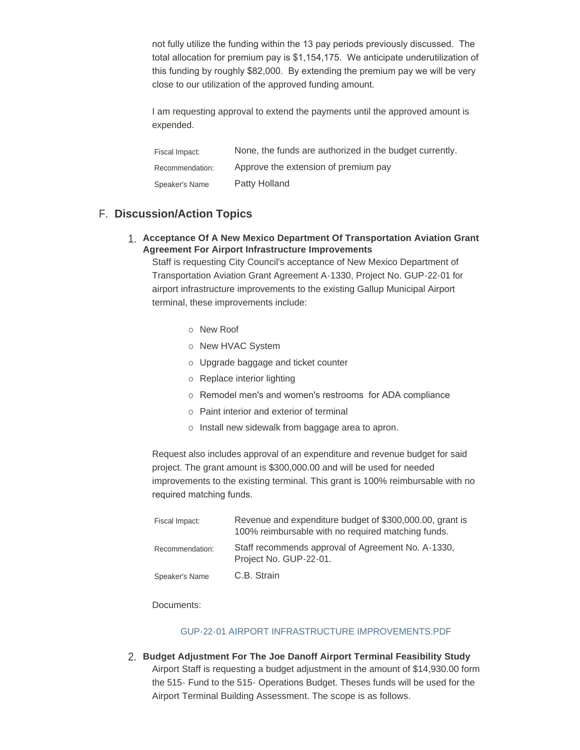not fully utilize the funding within the 13 pay periods previously discussed. The total allocation for premium pay is $1,154,175. We anticipate underutilization of this funding by roughly $82,000. By extending the premium pay we will be very close to our utilization of the approved funding amount.

I am requesting approval to extend the payments until the approved amount is expended.

| | |
|---|---|
| Fiscal Impact: | None, the funds are authorized in the budget currently. |
| Recommendation: | Approve the extension of premium pay |
| Speaker's Name | Patty Holland |

## F. Discussion/Action Topics

1. **Acceptance Of A New Mexico Department Of Transportation Aviation Grant Agreement For Airport Infrastructure Improvements**

   Staff is requesting City Council's acceptance of New Mexico Department of Transportation Aviation Grant Agreement A-1330, Project No. GUP-22-01 for airport infrastructure improvements to the existing Gallup Municipal Airport terminal, these improvements include:

   - New Roof
   - New HVAC System
   - Upgrade baggage and ticket counter
   - Replace interior lighting
   - Remodel men's and women's restrooms for ADA compliance
   - Paint interior and exterior of terminal
   - Install new sidewalk from baggage area to apron.

   Request also includes approval of an expenditure and revenue budget for said project. The grant amount is $300,000.00 and will be used for needed improvements to the existing terminal. This grant is 100% reimbursable with no required matching funds.

   | | |
   |---|---|
   | Fiscal Impact: | Revenue and expenditure budget of $300,000.00, grant is 100% reimbursable with no required matching funds. |
   | Recommendation: | Staff recommends approval of Agreement No. A-1330, Project No. GUP-22-01. |
   | Speaker's Name | C.B. Strain |

   Documents:

   GUP-22-01 AIRPORT INFRASTRUCTURE IMPROVEMENTS.PDF

2. **Budget Adjustment For The Joe Danoff Airport Terminal Feasibility Study**

   Airport Staff is requesting a budget adjustment in the amount of $14,930.00 form the 515- Fund to the 515- Operations Budget. Theses funds will be used for the Airport Terminal Building Assessment. The scope is as follows.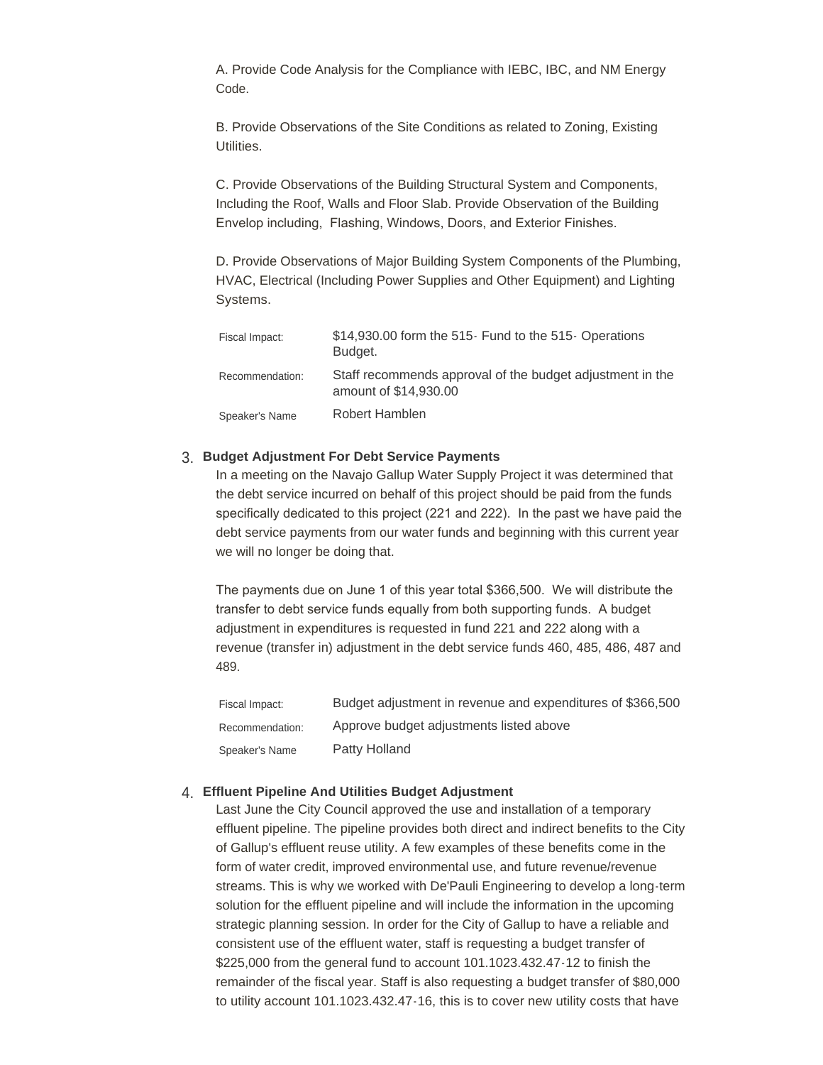A. Provide Code Analysis for the Compliance with IEBC, IBC, and NM Energy Code.

B. Provide Observations of the Site Conditions as related to Zoning, Existing Utilities.

C. Provide Observations of the Building Structural System and Components, Including the Roof, Walls and Floor Slab. Provide Observation of the Building Envelop including, Flashing, Windows, Doors, and Exterior Finishes.

D. Provide Observations of Major Building System Components of the Plumbing, HVAC, Electrical (Including Power Supplies and Other Equipment) and Lighting Systems.

| | |
|---|---|
| Fiscal Impact: | $14,930.00 form the 515- Fund to the 515- Operations Budget. |
| Recommendation: | Staff recommends approval of the budget adjustment in the amount of $14,930.00 |
| Speaker's Name | Robert Hamblen |

3. **Budget Adjustment For Debt Service Payments**

In a meeting on the Navajo Gallup Water Supply Project it was determined that the debt service incurred on behalf of this project should be paid from the funds specifically dedicated to this project (221 and 222). In the past we have paid the debt service payments from our water funds and beginning with this current year we will no longer be doing that.

The payments due on June 1 of this year total $366,500. We will distribute the transfer to debt service funds equally from both supporting funds. A budget adjustment in expenditures is requested in fund 221 and 222 along with a revenue (transfer in) adjustment in the debt service funds 460, 485, 486, 487 and 489.

| | |
|---|---|
| Fiscal Impact: | Budget adjustment in revenue and expenditures of $366,500 |
| Recommendation: | Approve budget adjustments listed above |
| Speaker's Name | Patty Holland |

4. **Effluent Pipeline And Utilities Budget Adjustment**

Last June the City Council approved the use and installation of a temporary effluent pipeline. The pipeline provides both direct and indirect benefits to the City of Gallup's effluent reuse utility. A few examples of these benefits come in the form of water credit, improved environmental use, and future revenue/revenue streams. This is why we worked with De'Pauli Engineering to develop a long-term solution for the effluent pipeline and will include the information in the upcoming strategic planning session. In order for the City of Gallup to have a reliable and consistent use of the effluent water, staff is requesting a budget transfer of $225,000 from the general fund to account 101.1023.432.47-12 to finish the remainder of the fiscal year. Staff is also requesting a budget transfer of $80,000 to utility account 101.1023.432.47-16, this is to cover new utility costs that have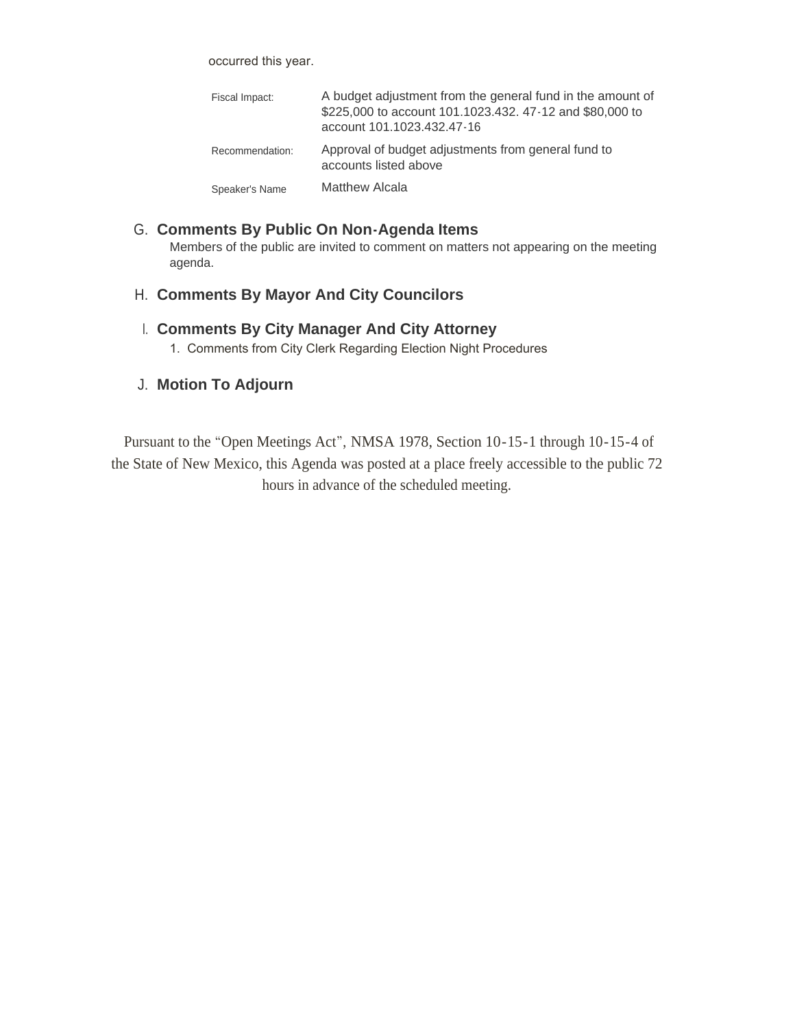occurred this year.

| | |
|---|---|
| Fiscal Impact: | A budget adjustment from the general fund in the amount of $225,000 to account 101.1023.432. 47-12 and $80,000 to account 101.1023.432.47-16 |
| Recommendation: | Approval of budget adjustments from general fund to accounts listed above |
| Speaker's Name | Matthew Alcala |

## G. Comments By Public On Non-Agenda Items

Members of the public are invited to comment on matters not appearing on the meeting agenda.

## H. Comments By Mayor And City Councilors

## I. Comments By City Manager And City Attorney

1. Comments from City Clerk Regarding Election Night Procedures

## J. Motion To Adjourn

Pursuant to the “Open Meetings Act”, NMSA 1978, Section 10-15-1 through 10-15-4 of the State of New Mexico, this Agenda was posted at a place freely accessible to the public 72 hours in advance of the scheduled meeting.